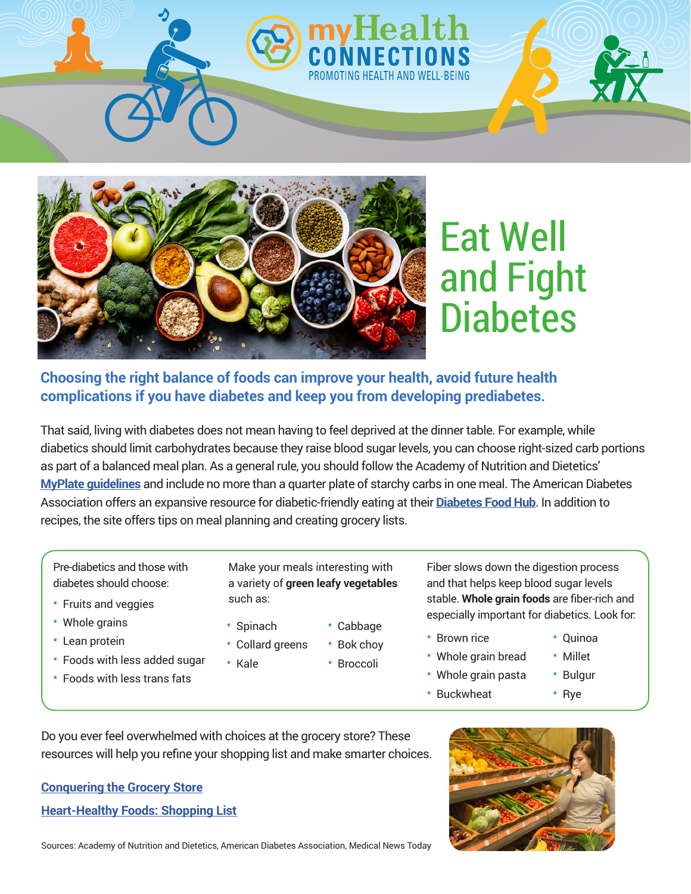myHealth CONNECTIONS
PROMOTING HEALTH AND WELL-BEING

# Eat Well and Fight Diabetes

**Choosing the right balance of foods can improve your health, avoid future health complications if you have diabetes and keep you from developing prediabetes.**

That said, living with diabetes does not mean having to feel deprived at the dinner table. For example, while diabetics should limit carbohydrates because they raise blood sugar levels, you can choose right-sized carb portions as part of a balanced meal plan. As a general rule, you should follow the Academy of Nutrition and Dietetics' **MyPlate guidelines** and include no more than a quarter plate of starchy carbs in one meal. The American Diabetes Association offers an expansive resource for diabetic-friendly eating at their **Diabetes Food Hub**. In addition to recipes, the site offers tips on meal planning and creating grocery lists.

Pre-diabetics and those with diabetes should choose:

- Fruits and veggies
- Whole grains
- Lean protein
- Foods with less added sugar
- Foods with less trans fats

Make your meals interesting with a variety of **green leafy vegetables** such as:

- Spinach
- Collard greens
- Kale
- Cabbage
- Bok choy
- Broccoli

Fiber slows down the digestion process and that helps keep blood sugar levels stable. **Whole grain foods** are fiber-rich and especially important for diabetics. Look for:

- Brown rice
- Whole grain bread
- Whole grain pasta
- Buckwheat
- Quinoa
- Millet
- Bulgur
- Rye

Do you ever feel overwhelmed with choices at the grocery store? These resources will help you refine your shopping list and make smarter choices.

**Conquering the Grocery Store**

**Heart-Healthy Foods: Shopping List**

Sources: Academy of Nutrition and Dietetics, American Diabetes Association, Medical News Today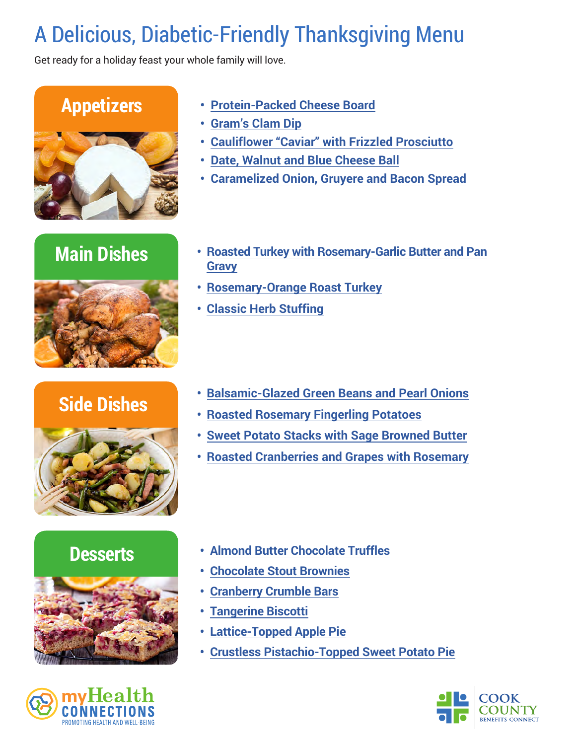# A Delicious, Diabetic-Friendly Thanksgiving Menu

Get ready for a holiday feast your whole family will love.

## Appetizers

- Protein-Packed Cheese Board
- Gram's Clam Dip
- Cauliflower "Caviar" with Frizzled Prosciutto
- Date, Walnut and Blue Cheese Ball
- Caramelized Onion, Gruyere and Bacon Spread

## Main Dishes

- Roasted Turkey with Rosemary-Garlic Butter and Pan Gravy
- Rosemary-Orange Roast Turkey
- Classic Herb Stuffing

## Side Dishes

- Balsamic-Glazed Green Beans and Pearl Onions
- Roasted Rosemary Fingerling Potatoes
- Sweet Potato Stacks with Sage Browned Butter
- Roasted Cranberries and Grapes with Rosemary

## Desserts

- Almond Butter Chocolate Truffles
- Chocolate Stout Brownies
- Cranberry Crumble Bars
- Tangerine Biscotti
- Lattice-Topped Apple Pie
- Crustless Pistachio-Topped Sweet Potato Pie

myHealth CONNECTIONS
PROMOTING HEALTH AND WELL-BEING

COOK COUNTY
BENEFITS CONNECT